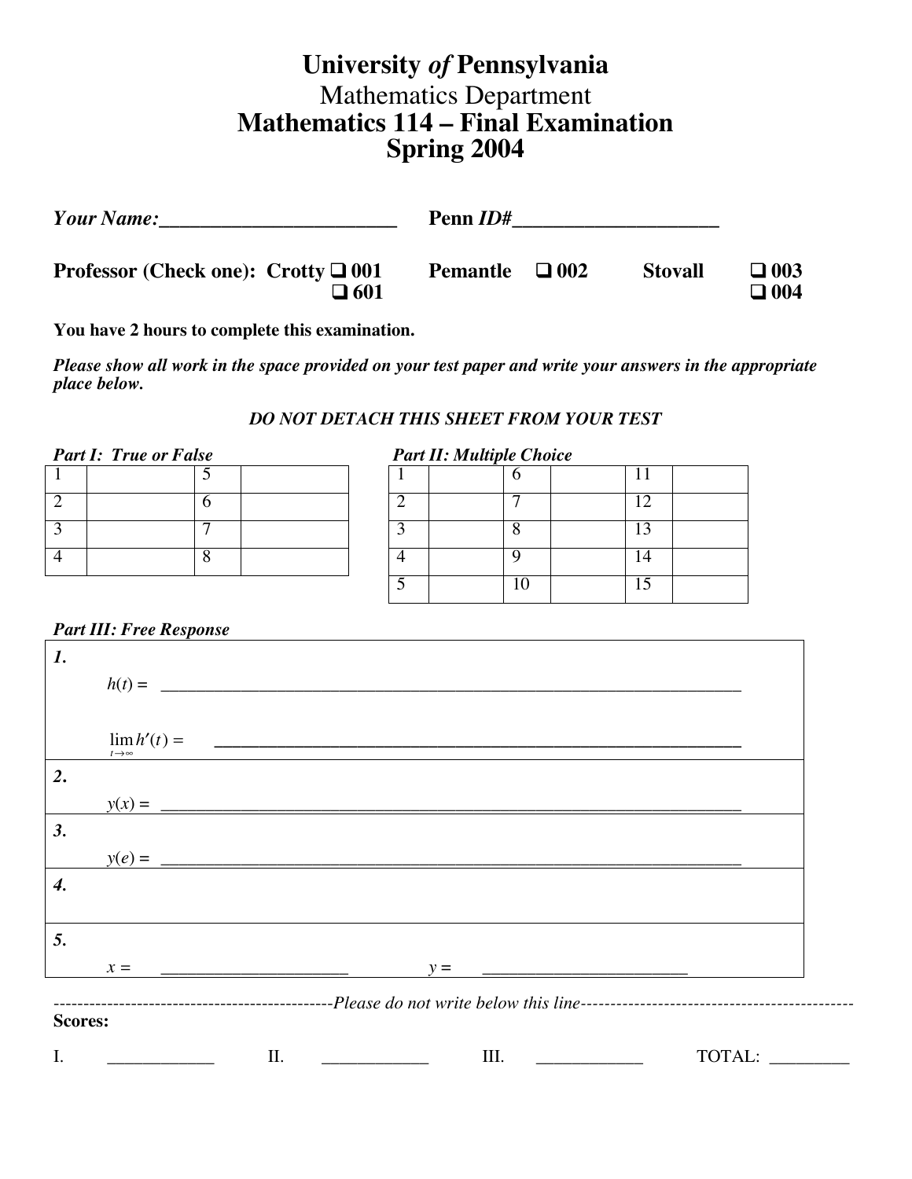# University *of* Pennsylvania

## Mathematics Department

# Mathematics 114 – Final Examination

# Spring 2004

***Your Name:***________________________ **Penn *ID#***____________________

**Professor (Check one): Crotty ❑ 001 ❑ 601 Pemantle ❑ 002 Stovall ❑ 003 ❑ 004**

**You have 2 hours to complete this examination.**

***Please show all work in the space provided on your test paper and write your answers in the appropriate place below.***

***DO NOT DETACH THIS SHEET FROM YOUR TEST***

***Part I: True or False***

| | | | |
|---|---|---|---|
| 1 | | 5 | |
| 2 | | 6 | |
| 3 | | 7 | |
| 4 | | 8 | |

***Part II: Multiple Choice***

| | | | | | |
|---|---|---|---|---|---|
| 1 | | 6 | | 11 | |
| 2 | | 7 | | 12 | |
| 3 | | 8 | | 13 | |
| 4 | | 9 | | 14 | |
| 5 | | 10 | | 15 | |

***Part III: Free Response***

***1.***

$h(t) =$ ________________________________________________________________________

$\lim_{t\to\infty} h'(t) =$ ________________________________________________________________

***2.***

$y(x) =$ ________________________________________________________________________

***3.***

$y(e) =$ ________________________________________________________________________

***4.***

***5.***

$x =$ ______________________ $y =$ ________________________

-----------------------------------------------*Please do not write below this line*-----------------------------------------------

**Scores:**

I. ____________ II. ____________ III. ____________ TOTAL: _________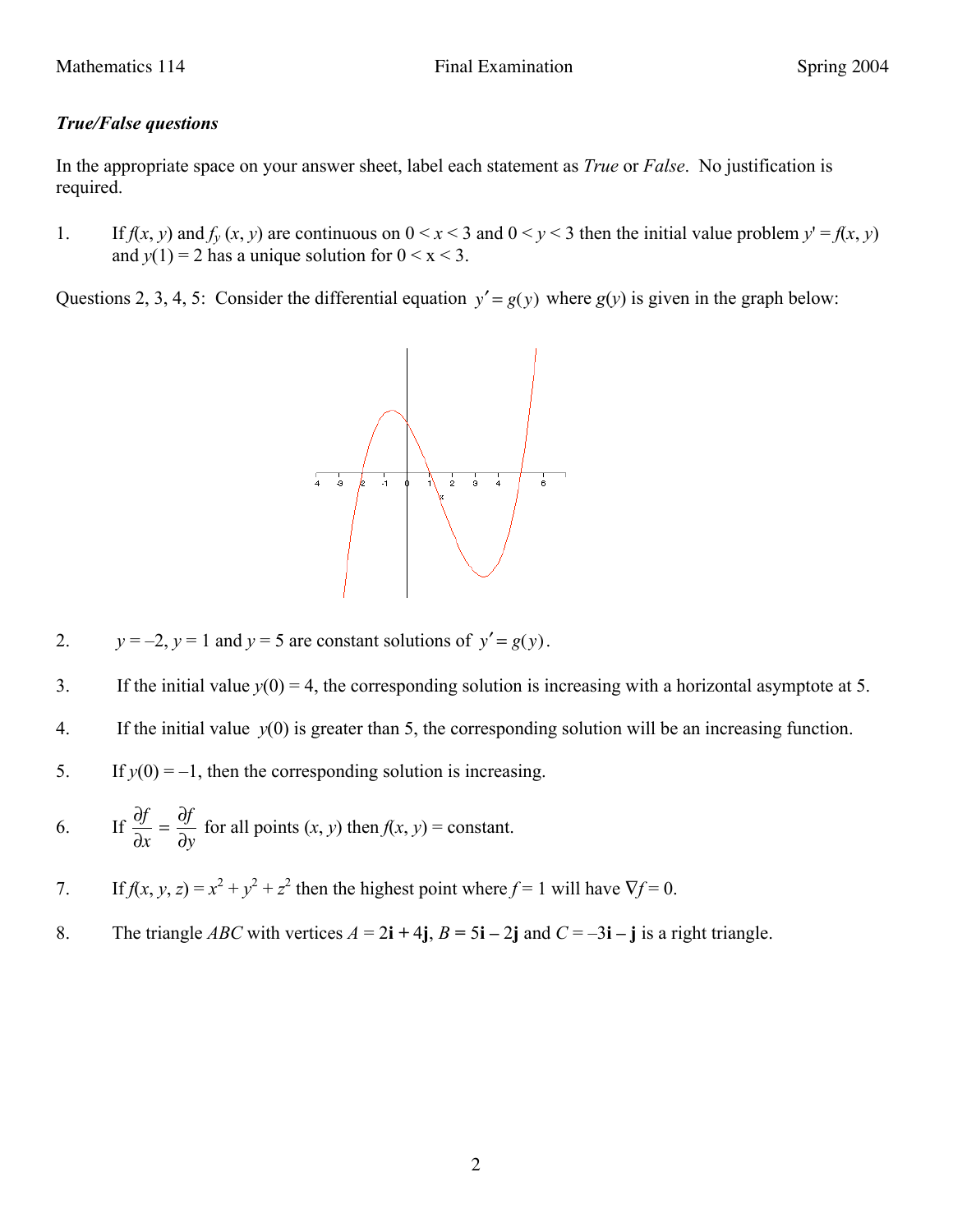***True/False questions***

In the appropriate space on your answer sheet, label each statement as *True* or *False*. No justification is required.

1. If $f(x, y)$ and $f_y(x, y)$ are continuous on $0 < x < 3$ and $0 < y < 3$ then the initial value problem $y' = f(x, y)$ and $y(1) = 2$ has a unique solution for $0 < x < 3$.

Questions 2, 3, 4, 5: Consider the differential equation $y' = g(y)$ where $g(y)$ is given in the graph below:

2. $y = -2$, $y = 1$ and $y = 5$ are constant solutions of $y' = g(y)$.

3. If the initial value $y(0) = 4$, the corresponding solution is increasing with a horizontal asymptote at 5.

4. If the initial value $y(0)$ is greater than 5, the corresponding solution will be an increasing function.

5. If $y(0) = -1$, then the corresponding solution is increasing.

6. If $\dfrac{\partial f}{\partial x} = \dfrac{\partial f}{\partial y}$ for all points $(x, y)$ then $f(x, y) = \text{constant}$.

7. If $f(x, y, z) = x^2 + y^2 + z^2$ then the highest point where $f = 1$ will have $\nabla f = 0$.

8. The triangle $ABC$ with vertices $A = 2\mathbf{i} + 4\mathbf{j}$, $B = 5\mathbf{i} - 2\mathbf{j}$ and $C = -3\mathbf{i} - \mathbf{j}$ is a right triangle.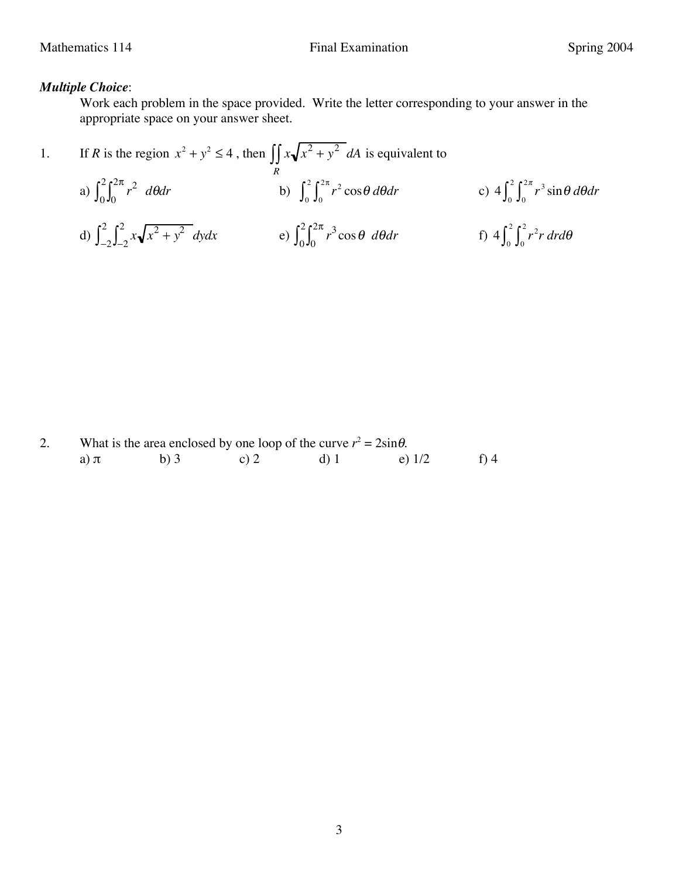***Multiple Choice***:

Work each problem in the space provided. Write the letter corresponding to your answer in the appropriate space on your answer sheet.

1. If *R* is the region $x^2 + y^2 \le 4$, then $\iint_R x\sqrt{x^2 + y^2}\, dA$ is equivalent to

   a) $\int_0^2 \int_0^{2\pi} r^2 \; d\theta dr$ b) $\int_0^2 \int_0^{2\pi} r^2 \cos\theta \, d\theta dr$ c) $4\int_0^2 \int_0^{2\pi} r^3 \sin\theta \, d\theta dr$

   d) $\int_{-2}^2 \int_{-2}^2 x\sqrt{x^2 + y^2}\; dydx$ e) $\int_0^2 \int_0^{2\pi} r^3 \cos\theta \; d\theta dr$ f) $4\int_0^2 \int_0^2 r^2 r \, dr d\theta$

2. What is the area enclosed by one loop of the curve $r^2 = 2\sin\theta$.

   a) $\pi$ b) 3 c) 2 d) 1 e) 1/2 f) 4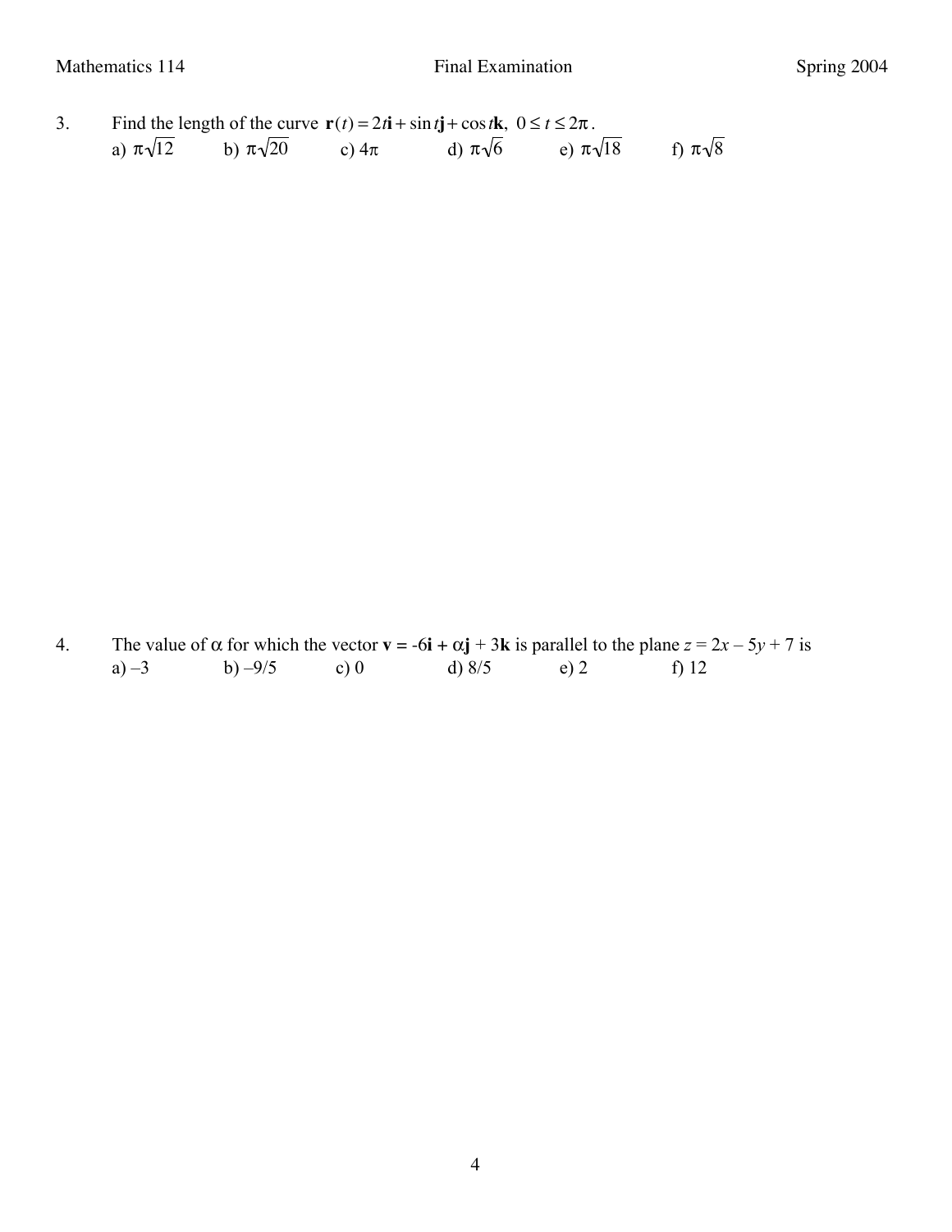3. Find the length of the curve $\mathbf{r}(t) = 2t\mathbf{i} + \sin t\mathbf{j} + \cos t\mathbf{k},\ 0 \le t \le 2\pi$.

a) $\pi\sqrt{12}$ b) $\pi\sqrt{20}$ c) $4\pi$ d) $\pi\sqrt{6}$ e) $\pi\sqrt{18}$ f) $\pi\sqrt{8}$

4. The value of $\alpha$ for which the vector $\mathbf{v} = -6\mathbf{i} + \alpha\mathbf{j} + 3\mathbf{k}$ is parallel to the plane $z = 2x - 5y + 7$ is

a) $-3$ b) $-9/5$ c) $0$ d) $8/5$ e) $2$ f) $12$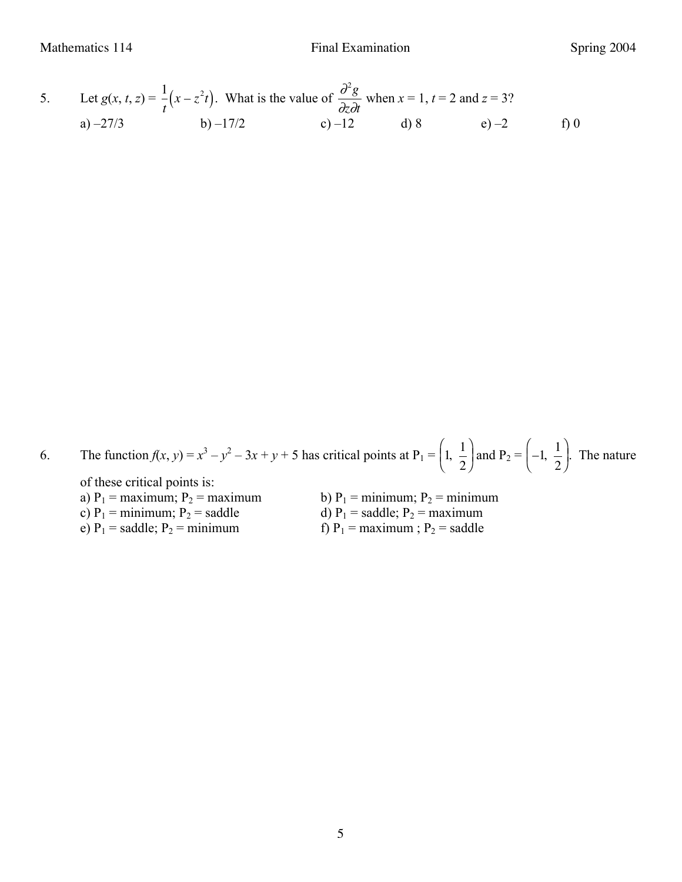5. Let $g(x, t, z) = \frac{1}{t}\left(x - z^2 t\right)$. What is the value of $\frac{\partial^2 g}{\partial z \partial t}$ when $x = 1$, $t = 2$ and $z = 3$?

a) $-27/3$ b) $-17/2$ c) $-12$ d) 8 e) $-2$ f) 0

6. The function $f(x, y) = x^3 - y^2 - 3x + y + 5$ has critical points at $P_1 = \left(1, \frac{1}{2}\right)$ and $P_2 = \left(-1, \frac{1}{2}\right)$. The nature of these critical points is:

a) $P_1$ = maximum; $P_2$ = maximum
b) $P_1$ = minimum; $P_2$ = minimum
c) $P_1$ = minimum; $P_2$ = saddle
d) $P_1$ = saddle; $P_2$ = maximum
e) $P_1$ = saddle; $P_2$ = minimum
f) $P_1$ = maximum ; $P_2$ = saddle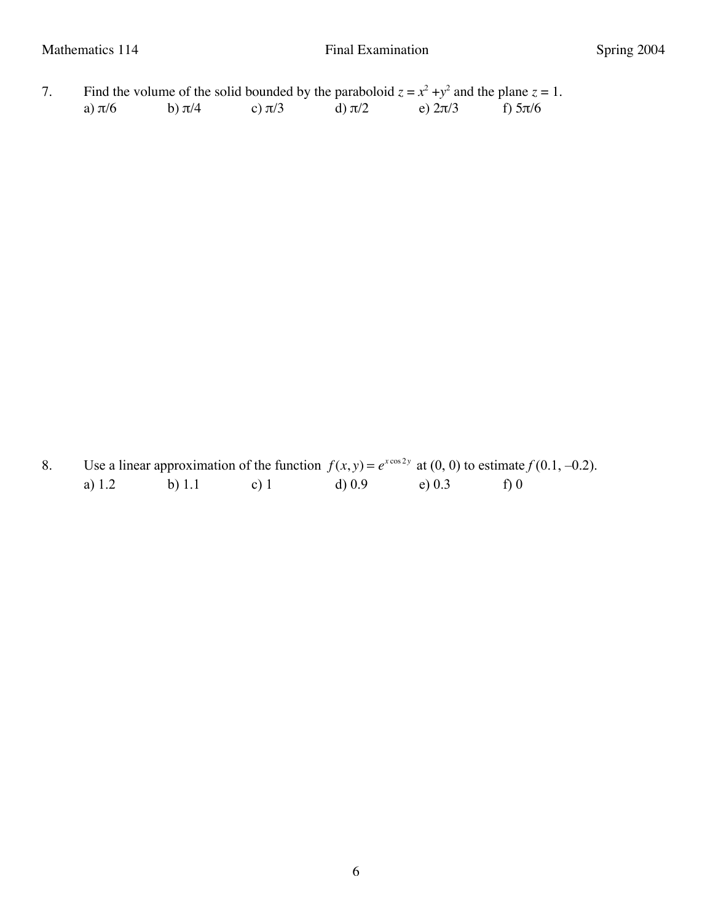7. Find the volume of the solid bounded by the paraboloid $z = x^2 + y^2$ and the plane $z = 1$.

   a) $\pi/6$ b) $\pi/4$ c) $\pi/3$ d) $\pi/2$ e) $2\pi/3$ f) $5\pi/6$

8. Use a linear approximation of the function $f(x, y) = e^{x \cos 2y}$ at (0, 0) to estimate $f(0.1, -0.2)$.

   a) 1.2 b) 1.1 c) 1 d) 0.9 e) 0.3 f) 0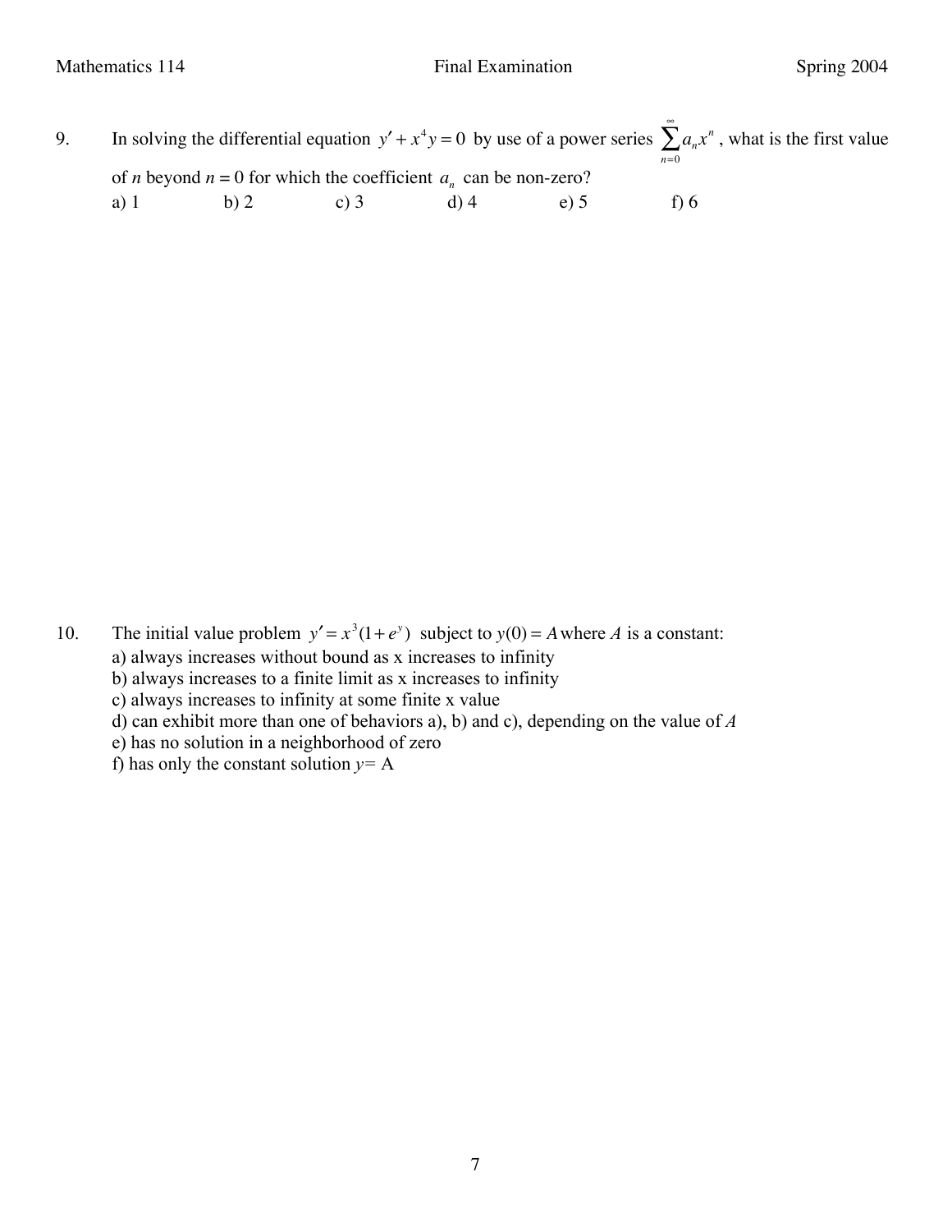9. In solving the differential equation $y' + x^4 y = 0$ by use of a power series $\sum_{n=0}^{\infty} a_n x^n$, what is the first value of $n$ beyond $n = 0$ for which the coefficient $a_n$ can be non-zero?

a) 1    b) 2    c) 3    d) 4    e) 5    f) 6

10. The initial value problem $y' = x^3(1 + e^y)$ subject to $y(0) = A$ where $A$ is a constant:

a) always increases without bound as x increases to infinity
b) always increases to a finite limit as x increases to infinity
c) always increases to infinity at some finite x value
d) can exhibit more than one of behaviors a), b) and c), depending on the value of $A$
e) has no solution in a neighborhood of zero
f) has only the constant solution $y = A$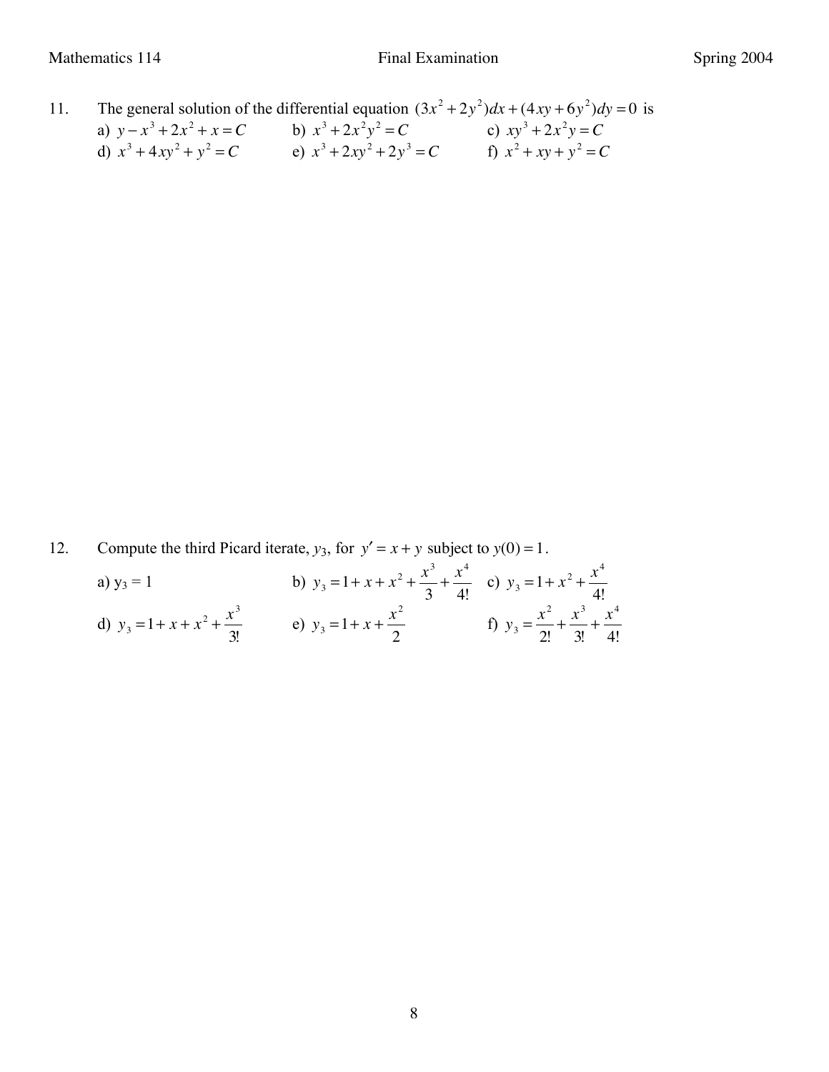11. The general solution of the differential equation $(3x^2 + 2y^2)dx + (4xy + 6y^2)dy = 0$ is

a) $y - x^3 + 2x^2 + x = C$ b) $x^3 + 2x^2y^2 = C$ c) $xy^3 + 2x^2y = C$

d) $x^3 + 4xy^2 + y^2 = C$ e) $x^3 + 2xy^2 + 2y^3 = C$ f) $x^2 + xy + y^2 = C$

12. Compute the third Picard iterate, $y_3$, for $y' = x + y$ subject to $y(0) = 1$.

a) $y_3 = 1$ b) $y_3 = 1 + x + x^2 + \dfrac{x^3}{3} + \dfrac{x^4}{4!}$ c) $y_3 = 1 + x^2 + \dfrac{x^4}{4!}$

d) $y_3 = 1 + x + x^2 + \dfrac{x^3}{3!}$ e) $y_3 = 1 + x + \dfrac{x^2}{2}$ f) $y_3 = \dfrac{x^2}{2!} + \dfrac{x^3}{3!} + \dfrac{x^4}{4!}$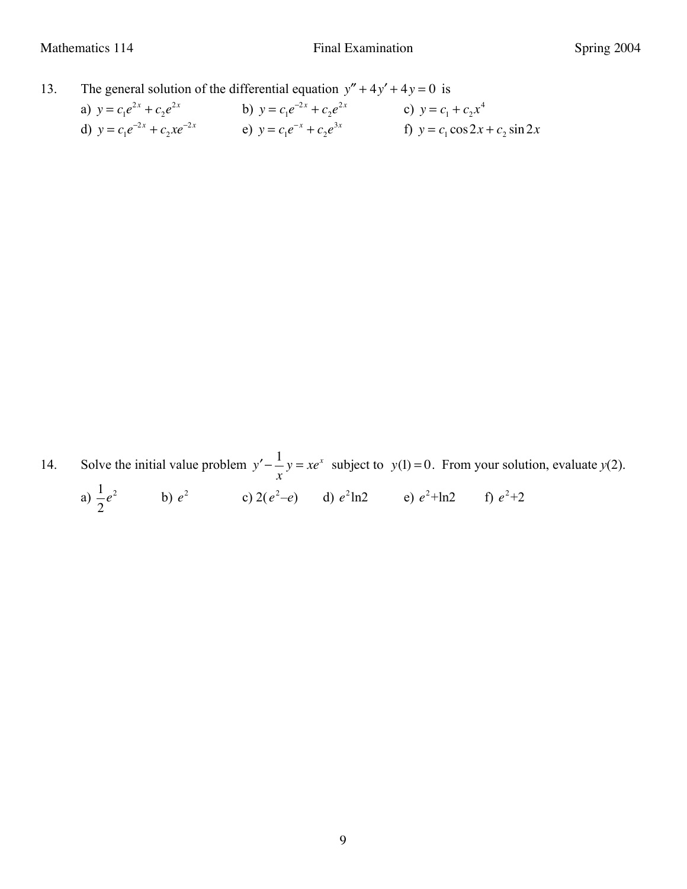13. The general solution of the differential equation $y'' + 4y' + 4y = 0$ is

a) $y = c_1 e^{2x} + c_2 e^{2x}$  b) $y = c_1 e^{-2x} + c_2 e^{2x}$  c) $y = c_1 + c_2 x^4$

d) $y = c_1 e^{-2x} + c_2 x e^{-2x}$  e) $y = c_1 e^{-x} + c_2 e^{3x}$  f) $y = c_1 \cos 2x + c_2 \sin 2x$

14. Solve the initial value problem $y' - \dfrac{1}{x} y = xe^x$ subject to $y(1) = 0$. From your solution, evaluate $y(2)$.

a) $\dfrac{1}{2}e^2$  b) $e^2$  c) $2(e^2 - e)$  d) $e^2 \ln 2$  e) $e^2 + \ln 2$  f) $e^2 + 2$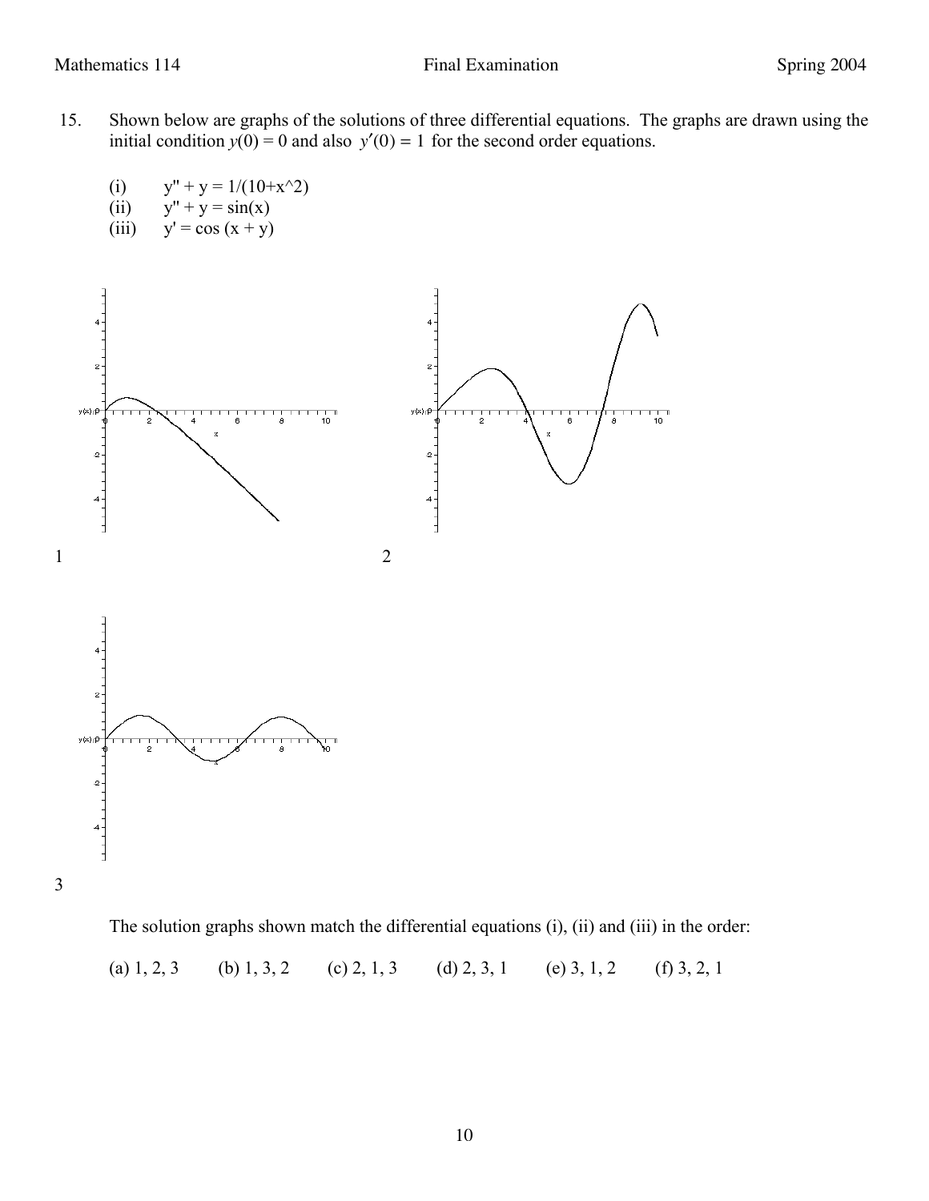15. Shown below are graphs of the solutions of three differential equations. The graphs are drawn using the initial condition $y(0) = 0$ and also $y'(0) = 1$ for the second order equations.

(i) $y'' + y = 1/(10+x^2)$

(ii) $y'' + y = \sin(x)$

(iii) $y' = \cos(x + y)$

1

2

3

The solution graphs shown match the differential equations (i), (ii) and (iii) in the order:

(a) 1, 2, 3 (b) 1, 3, 2 (c) 2, 1, 3 (d) 2, 3, 1 (e) 3, 1, 2 (f) 3, 2, 1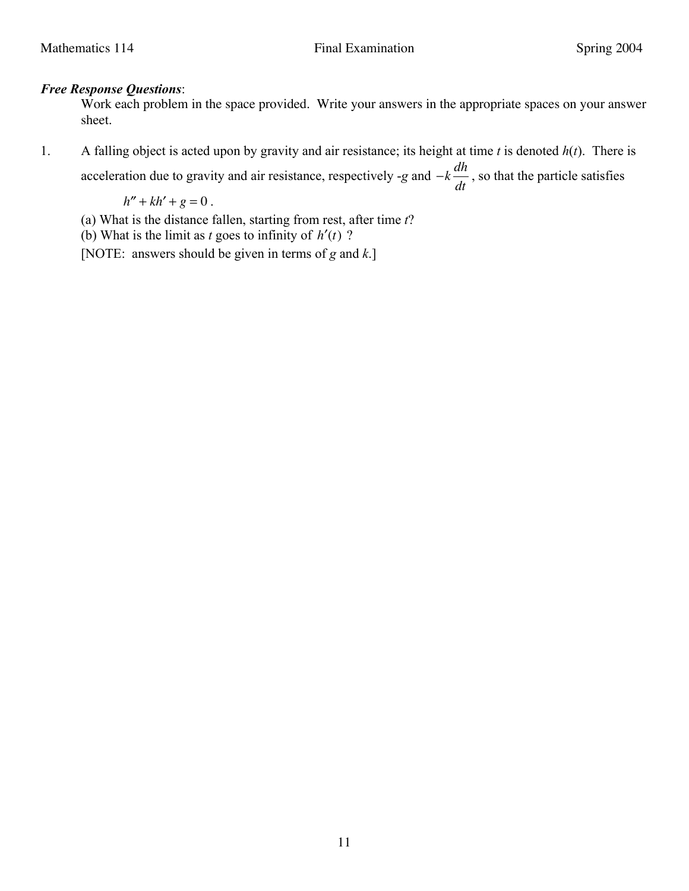***Free Response Questions***:

Work each problem in the space provided. Write your answers in the appropriate spaces on your answer sheet.

1. A falling object is acted upon by gravity and air resistance; its height at time $t$ is denoted $h(t)$. There is acceleration due to gravity and air resistance, respectively $-g$ and $-k\dfrac{dh}{dt}$, so that the particle satisfies

   $$h'' + kh' + g = 0 .$$

   (a) What is the distance fallen, starting from rest, after time $t$?

   (b) What is the limit as $t$ goes to infinity of $h'(t)$ ?

   [NOTE: answers should be given in terms of $g$ and $k$.]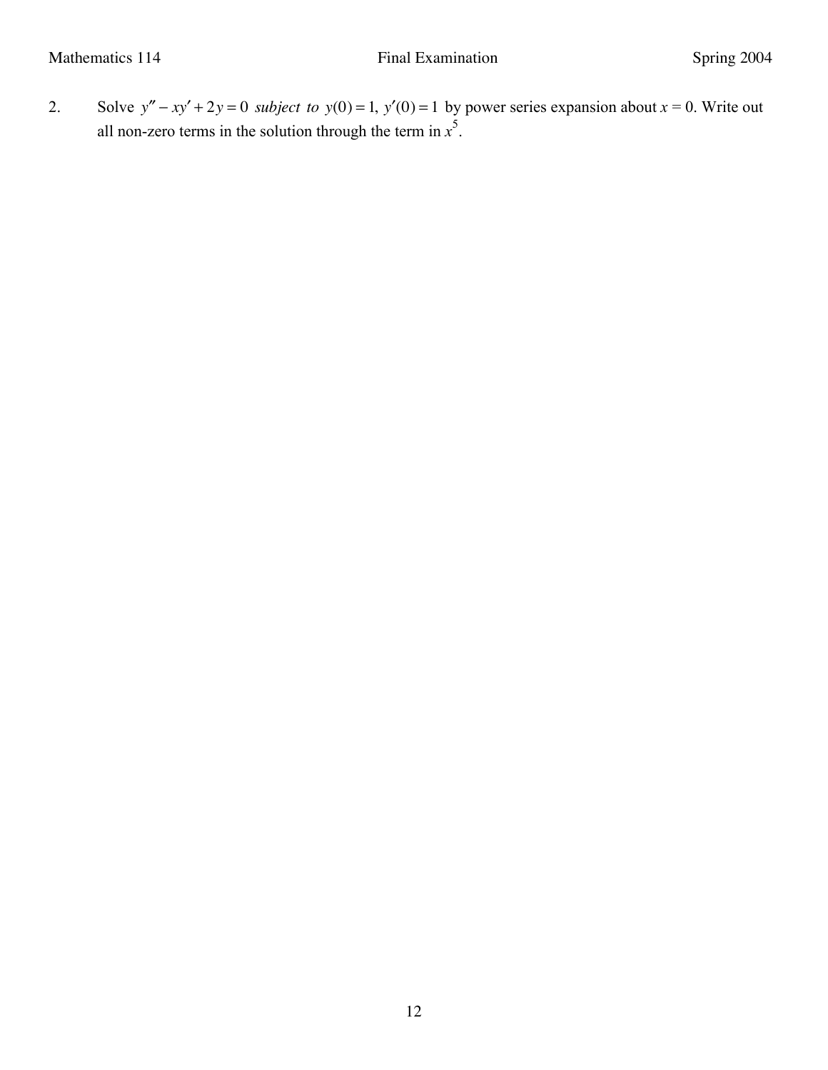2. Solve $y'' - xy' + 2y = 0$ *subject to* $y(0) = 1,\ y'(0) = 1$ by power series expansion about $x = 0$. Write out all non-zero terms in the solution through the term in $x^5$.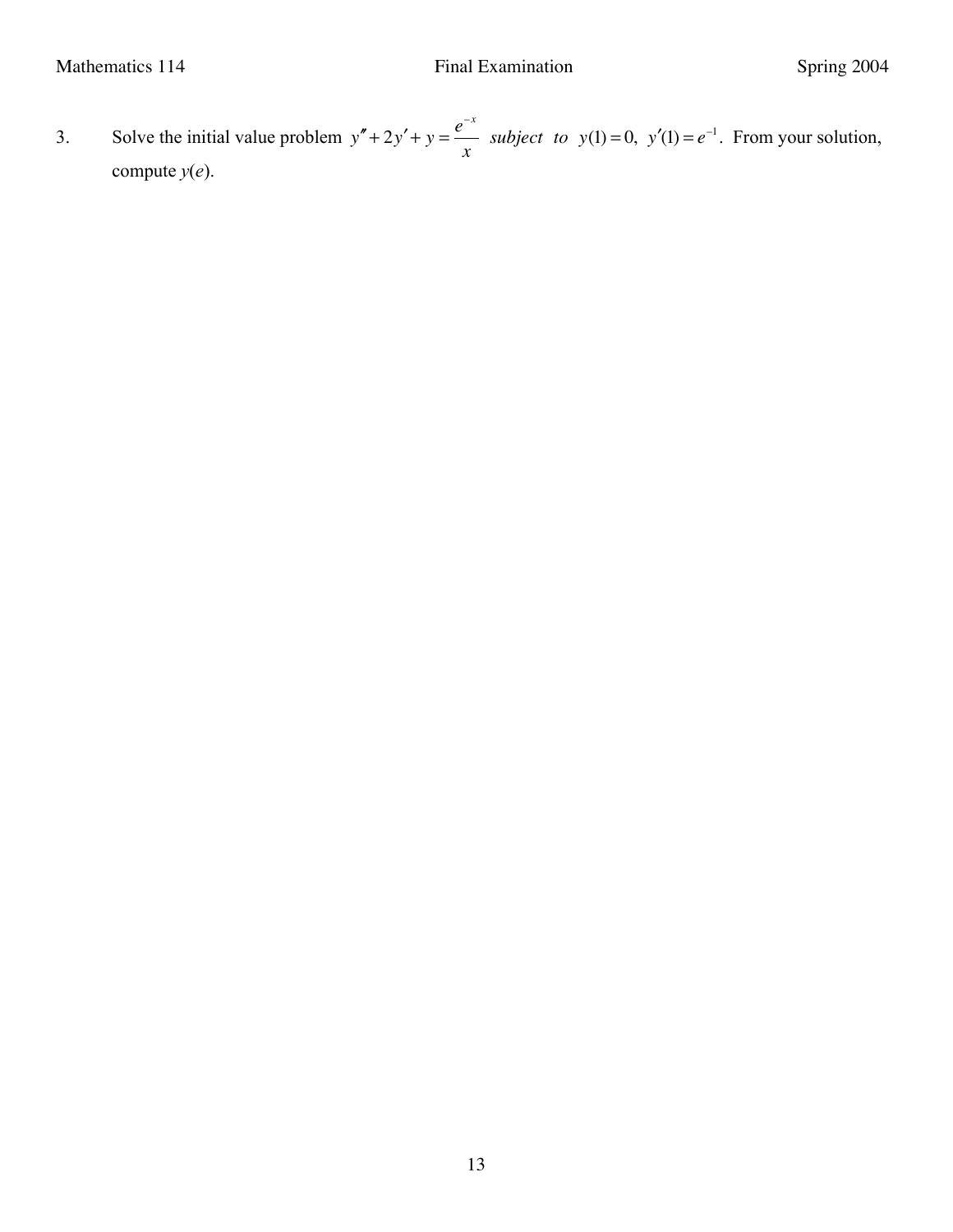3. Solve the initial value problem $y'' + 2y' + y = \dfrac{e^{-x}}{x}$ *subject to* $y(1) = 0,\ y'(1) = e^{-1}$. From your solution, compute $y(e)$.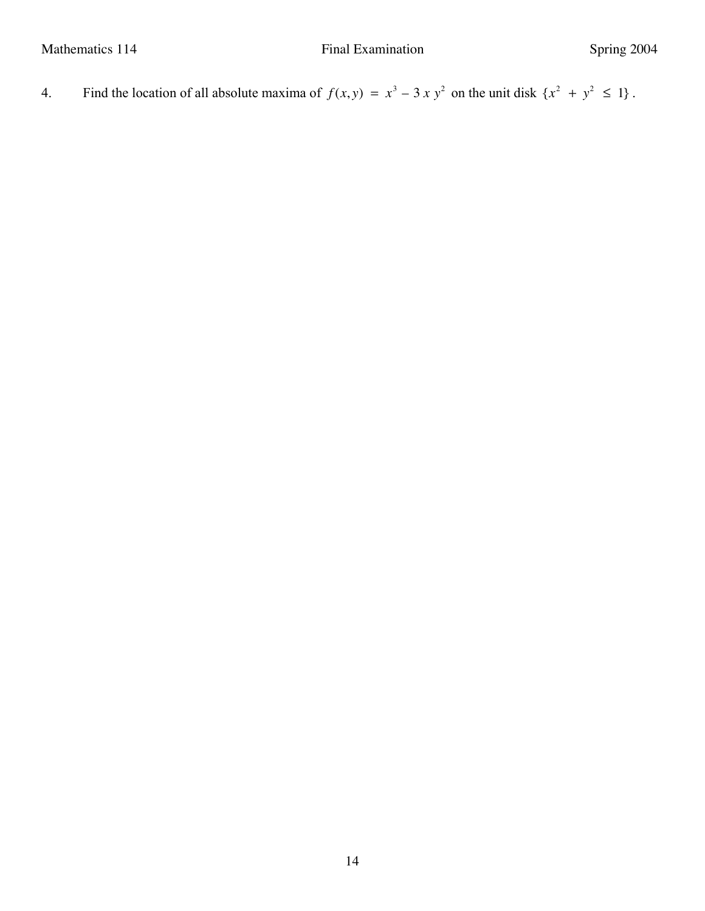4. Find the location of all absolute maxima of $f(x,y) = x^3 - 3xy^2$ on the unit disk $\{x^2 + y^2 \leq 1\}$.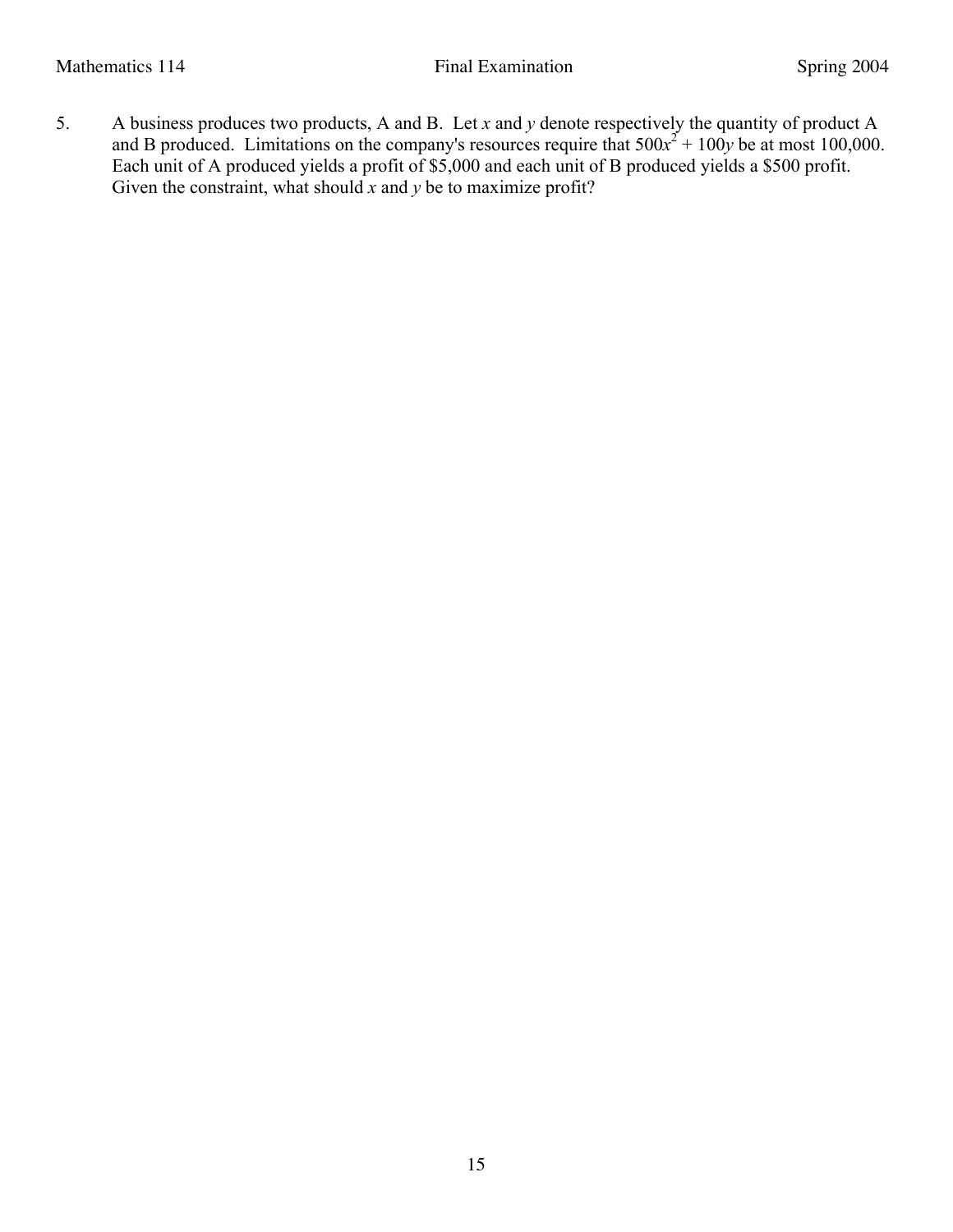5. A business produces two products, A and B. Let $x$ and $y$ denote respectively the quantity of product A and B produced. Limitations on the company's resources require that $500x^2 + 100y$ be at most 100,000. Each unit of A produced yields a profit of \$5,000 and each unit of B produced yields a \$500 profit. Given the constraint, what should $x$ and $y$ be to maximize profit?